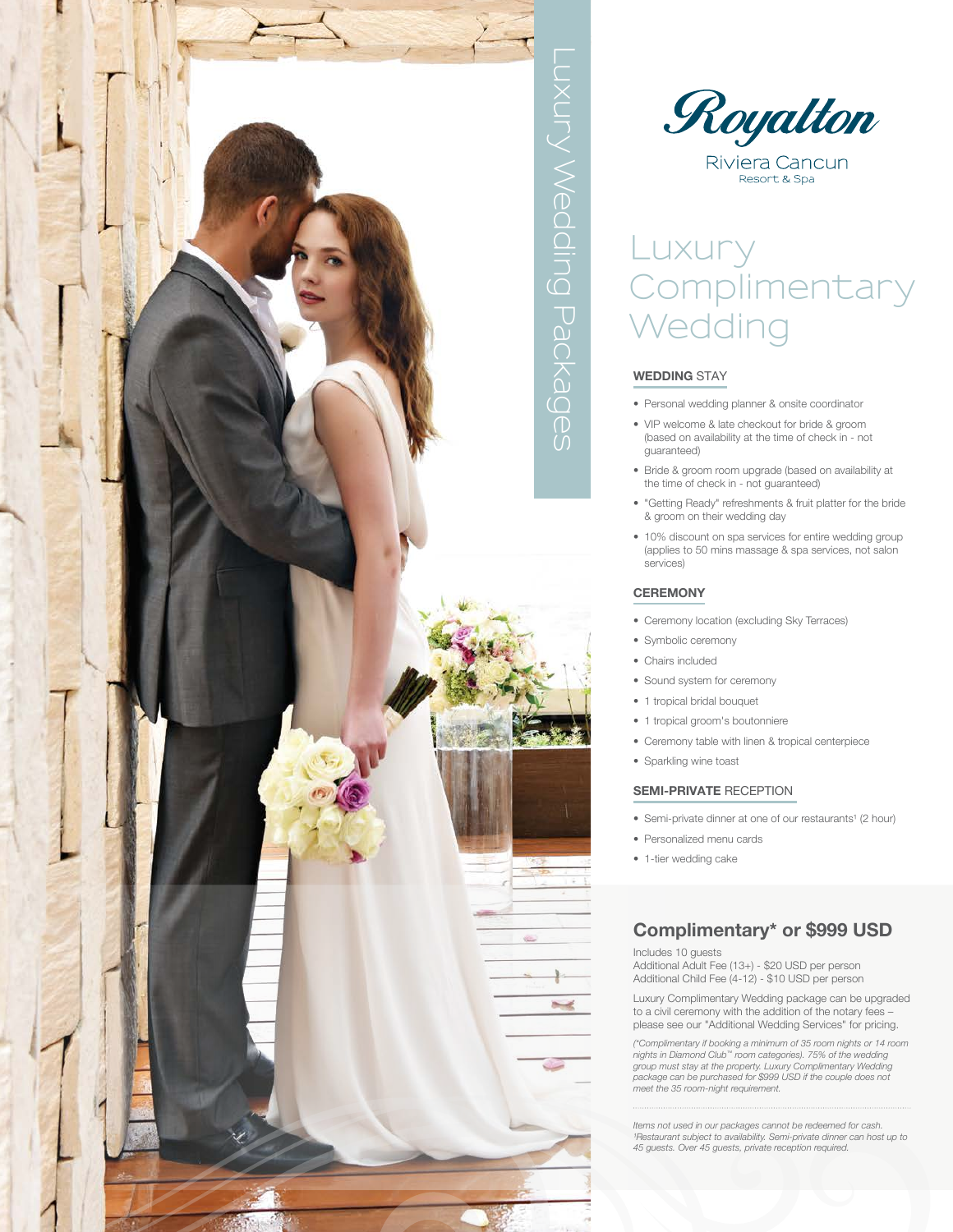Luxury Wedding Packages

Royalton

Riviera Cancun
Resort & Spa

# Luxury Complimentary Wedding

## **WEDDING** STAY

- Personal wedding planner & onsite coordinator
- VIP welcome & late checkout for bride & groom (based on availability at the time of check in - not guaranteed)
- Bride & groom room upgrade (based on availability at the time of check in - not guaranteed)
- "Getting Ready" refreshments & fruit platter for the bride & groom on their wedding day
- 10% discount on spa services for entire wedding group (applies to 50 mins massage & spa services, not salon services)

## **CEREMONY**

- Ceremony location (excluding Sky Terraces)
- Symbolic ceremony
- Chairs included
- Sound system for ceremony
- 1 tropical bridal bouquet
- 1 tropical groom's boutonniere
- Ceremony table with linen & tropical centerpiece
- Sparkling wine toast

## **SEMI-PRIVATE** RECEPTION

- Semi-private dinner at one of our restaurants[1] (2 hour)
- Personalized menu cards
- 1-tier wedding cake

## Complimentary* or $999 USD

Includes 10 guests
Additional Adult Fee (13+) - $20 USD per person
Additional Child Fee (4-12) - $10 USD per person

Luxury Complimentary Wedding package can be upgraded to a civil ceremony with the addition of the notary fees – please see our "Additional Wedding Services" for pricing.

*(*Complimentary if booking a minimum of 35 room nights or 14 room nights in Diamond Club™ room categories). 75% of the wedding group must stay at the property. Luxury Complimentary Wedding package can be purchased for $999 USD if the couple does not meet the 35 room-night requirement.*

*Items not used in our packages cannot be redeemed for cash.*
*[1]Restaurant subject to availability. Semi-private dinner can host up to 45 guests. Over 45 guests, private reception required.*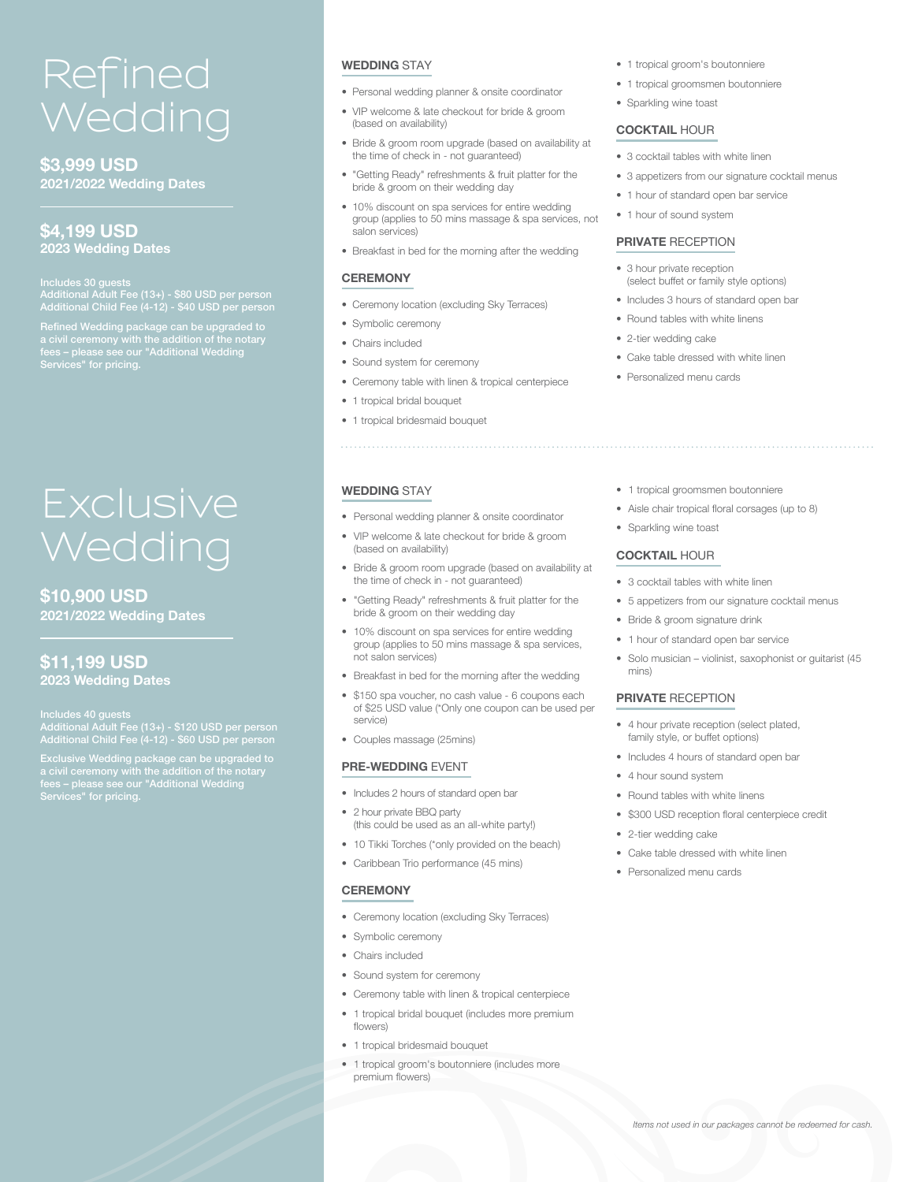# Refined Wedding

**$3,999 USD**
**2021/2022 Wedding Dates**

**$4,199 USD**
**2023 Wedding Dates**

Includes 30 guests
Additional Adult Fee (13+) - $80 USD per person
Additional Child Fee (4-12) - $40 USD per person

Refined Wedding package can be upgraded to a civil ceremony with the addition of the notary fees – please see our "Additional Wedding Services" for pricing.

## WEDDING STAY

- Personal wedding planner & onsite coordinator
- VIP welcome & late checkout for bride & groom (based on availability)
- Bride & groom room upgrade (based on availability at the time of check in - not guaranteed)
- "Getting Ready" refreshments & fruit platter for the bride & groom on their wedding day
- 10% discount on spa services for entire wedding group (applies to 50 mins massage & spa services, not salon services)
- Breakfast in bed for the morning after the wedding

## CEREMONY

- Ceremony location (excluding Sky Terraces)
- Symbolic ceremony
- Chairs included
- Sound system for ceremony
- Ceremony table with linen & tropical centerpiece
- 1 tropical bridal bouquet
- 1 tropical bridesmaid bouquet
- 1 tropical groom's boutonniere
- 1 tropical groomsmen boutonniere
- Sparkling wine toast

## COCKTAIL HOUR

- 3 cocktail tables with white linen
- 3 appetizers from our signature cocktail menus
- 1 hour of standard open bar service
- 1 hour of sound system

## PRIVATE RECEPTION

- 3 hour private reception (select buffet or family style options)
- Includes 3 hours of standard open bar
- Round tables with white linens
- 2-tier wedding cake
- Cake table dressed with white linen
- Personalized menu cards

# Exclusive Wedding

**$10,900 USD**
**2021/2022 Wedding Dates**

**$11,199 USD**
**2023 Wedding Dates**

Includes 40 guests
Additional Adult Fee (13+) - $120 USD per person
Additional Child Fee (4-12) - $60 USD per person

Exclusive Wedding package can be upgraded to a civil ceremony with the addition of the notary fees – please see our "Additional Wedding Services" for pricing.

## WEDDING STAY

- Personal wedding planner & onsite coordinator
- VIP welcome & late checkout for bride & groom (based on availability)
- Bride & groom room upgrade (based on availability at the time of check in - not guaranteed)
- "Getting Ready" refreshments & fruit platter for the bride & groom on their wedding day
- 10% discount on spa services for entire wedding group (applies to 50 mins massage & spa services, not salon services)
- Breakfast in bed for the morning after the wedding
- $150 spa voucher, no cash value - 6 coupons each of $25 USD value (*Only one coupon can be used per service)
- Couples massage (25mins)

## PRE-WEDDING EVENT

- Includes 2 hours of standard open bar
- 2 hour private BBQ party (this could be used as an all-white party!)
- 10 Tikki Torches (*only provided on the beach)
- Caribbean Trio performance (45 mins)

## CEREMONY

- Ceremony location (excluding Sky Terraces)
- Symbolic ceremony
- Chairs included
- Sound system for ceremony
- Ceremony table with linen & tropical centerpiece
- 1 tropical bridal bouquet (includes more premium flowers)
- 1 tropical bridesmaid bouquet
- 1 tropical groom's boutonniere (includes more premium flowers)
- 1 tropical groomsmen boutonniere
- Aisle chair tropical floral corsages (up to 8)
- Sparkling wine toast

## COCKTAIL HOUR

- 3 cocktail tables with white linen
- 5 appetizers from our signature cocktail menus
- Bride & groom signature drink
- 1 hour of standard open bar service
- Solo musician – violinist, saxophonist or guitarist (45 mins)

## PRIVATE RECEPTION

- 4 hour private reception (select plated, family style, or buffet options)
- Includes 4 hours of standard open bar
- 4 hour sound system
- Round tables with white linens
- $300 USD reception floral centerpiece credit
- 2-tier wedding cake
- Cake table dressed with white linen
- Personalized menu cards

*Items not used in our packages cannot be redeemed for cash.*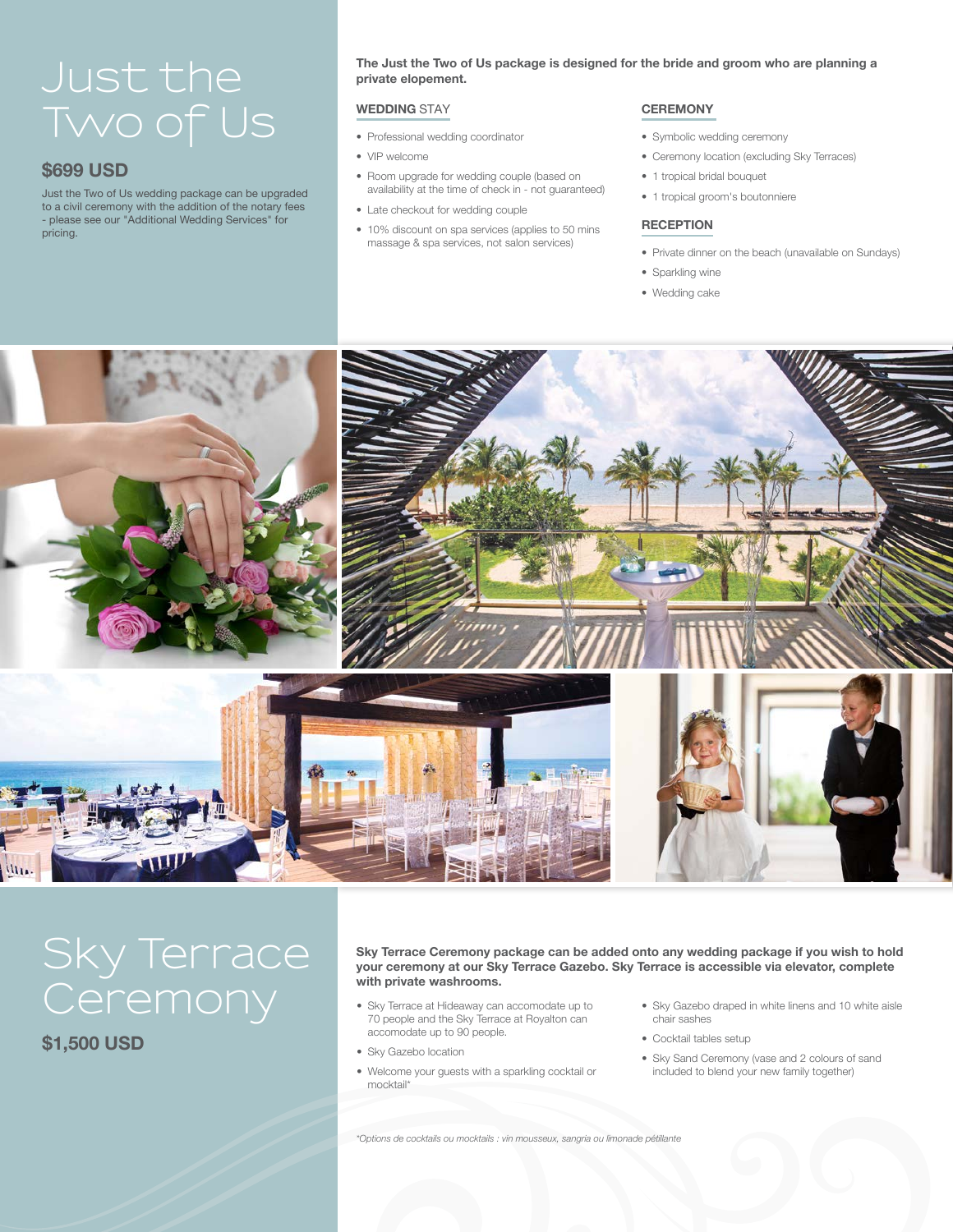# Just the Two of Us

## $699 USD

Just the Two of Us wedding package can be upgraded to a civil ceremony with the addition of the notary fees - please see our "Additional Wedding Services" for pricing.

**The Just the Two of Us package is designed for the bride and groom who are planning a private elopement.**

### WEDDING STAY

- Professional wedding coordinator
- VIP welcome
- Room upgrade for wedding couple (based on availability at the time of check in - not guaranteed)
- Late checkout for wedding couple
- 10% discount on spa services (applies to 50 mins massage & spa services, not salon services)

### CEREMONY

- Symbolic wedding ceremony
- Ceremony location (excluding Sky Terraces)
- 1 tropical bridal bouquet
- 1 tropical groom's boutonniere

### RECEPTION

- Private dinner on the beach (unavailable on Sundays)
- Sparkling wine
- Wedding cake

# Sky Terrace Ceremony

## $1,500 USD

**Sky Terrace Ceremony package can be added onto any wedding package if you wish to hold your ceremony at our Sky Terrace Gazebo. Sky Terrace is accessible via elevator, complete with private washrooms.**

- Sky Terrace at Hideaway can accomodate up to 70 people and the Sky Terrace at Royalton can accomodate up to 90 people.
- Sky Gazebo location
- Welcome your guests with a sparkling cocktail or mocktail*
- Sky Gazebo draped in white linens and 10 white aisle chair sashes
- Cocktail tables setup
- Sky Sand Ceremony (vase and 2 colours of sand included to blend your new family together)

*\*Options de cocktails ou mocktails : vin mousseux, sangria ou limonade pétillante*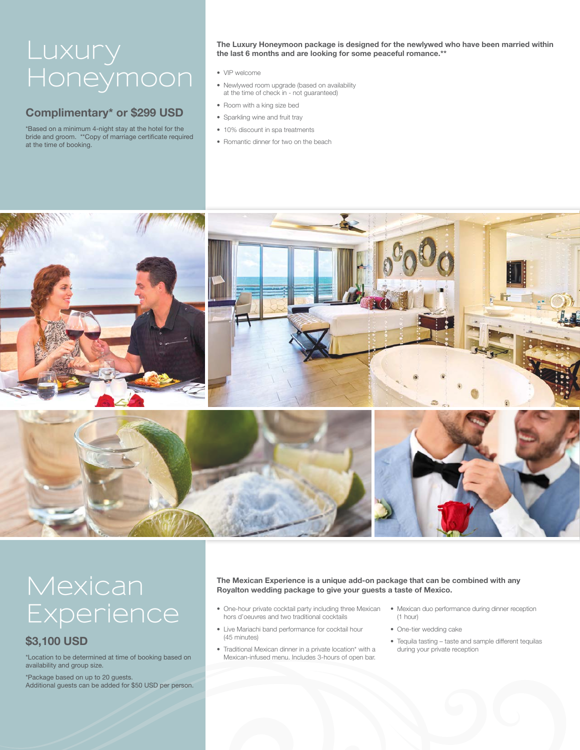# Luxury Honeymoon

## Complimentary* or $299 USD

*Based on a minimum 4-night stay at the hotel for the bride and groom. **Copy of marriage certificate required at the time of booking.

**The Luxury Honeymoon package is designed for the newlywed who have been married within the last 6 months and are looking for some peaceful romance.****

- VIP welcome
- Newlywed room upgrade (based on availability at the time of check in - not guaranteed)
- Room with a king size bed
- Sparkling wine and fruit tray
- 10% discount in spa treatments
- Romantic dinner for two on the beach

# Mexican Experience

## $3,100 USD

*Location to be determined at time of booking based on availability and group size.

*Package based on up to 20 guests.
Additional guests can be added for $50 USD per person.

**The Mexican Experience is a unique add-on package that can be combined with any Royalton wedding package to give your guests a taste of Mexico.**

- One-hour private cocktail party including three Mexican hors d'oeuvres and two traditional cocktails
- Live Mariachi band performance for cocktail hour (45 minutes)
- Traditional Mexican dinner in a private location* with a Mexican-infused menu. Includes 3-hours of open bar.
- Mexican duo performance during dinner reception (1 hour)
- One-tier wedding cake
- Tequila tasting – taste and sample different tequilas during your private reception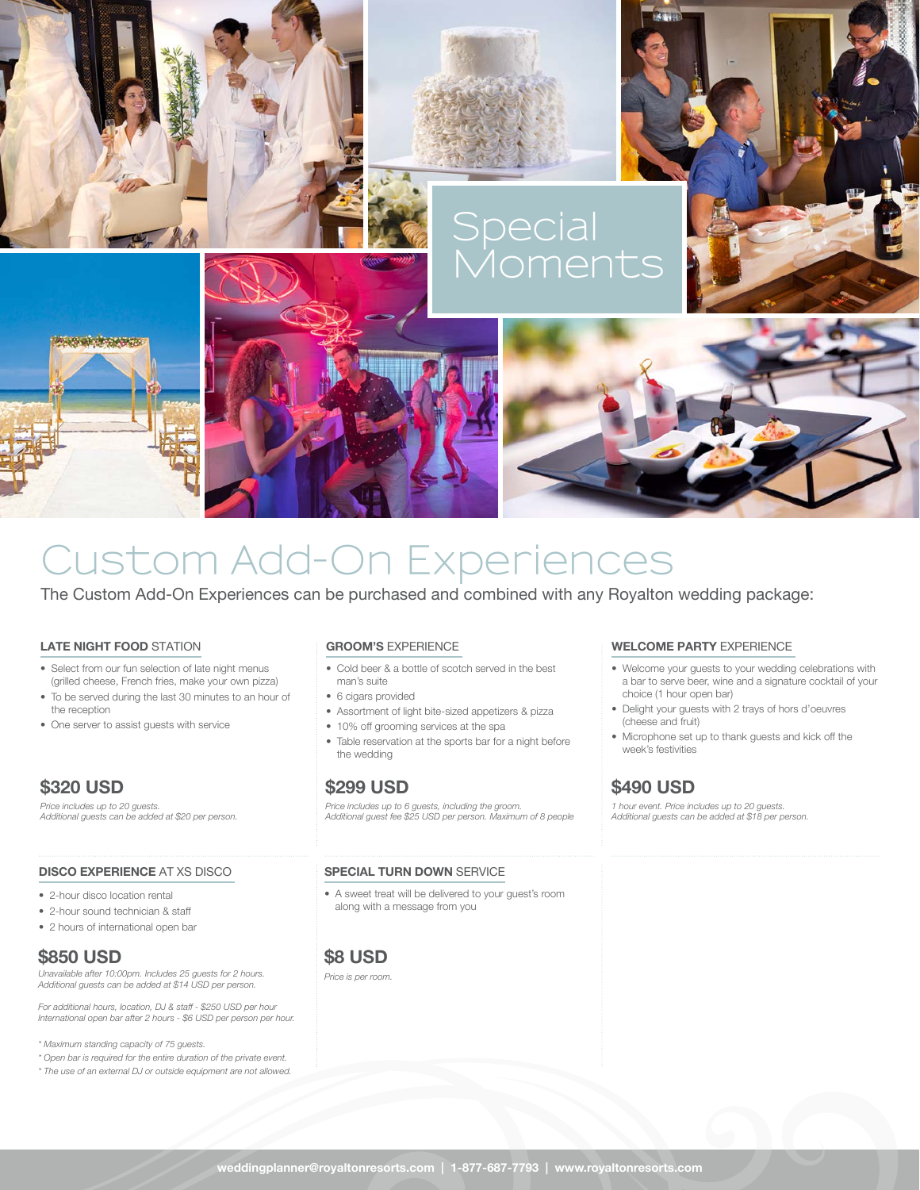# Special Moments

# Custom Add-On Experiences

The Custom Add-On Experiences can be purchased and combined with any Royalton wedding package:

### LATE NIGHT FOOD STATION

- Select from our fun selection of late night menus (grilled cheese, French fries, make your own pizza)
- To be served during the last 30 minutes to an hour of the reception
- One server to assist guests with service

**$320 USD**

*Price includes up to 20 guests.*
*Additional guests can be added at $20 per person.*

### GROOM'S EXPERIENCE

- Cold beer & a bottle of scotch served in the best man's suite
- 6 cigars provided
- Assortment of light bite-sized appetizers & pizza
- 10% off grooming services at the spa
- Table reservation at the sports bar for a night before the wedding

**$299 USD**

*Price includes up to 6 guests, including the groom.*
*Additional guest fee $25 USD per person. Maximum of 8 people*

### WELCOME PARTY EXPERIENCE

- Welcome your guests to your wedding celebrations with a bar to serve beer, wine and a signature cocktail of your choice (1 hour open bar)
- Delight your guests with 2 trays of hors d'oeuvres (cheese and fruit)
- Microphone set up to thank guests and kick off the week's festivities

**$490 USD**

*1 hour event. Price includes up to 20 guests.*
*Additional guests can be added at $18 per person.*

### DISCO EXPERIENCE AT XS DISCO

- 2-hour disco location rental
- 2-hour sound technician & staff
- 2 hours of international open bar

**$850 USD**

*Unavailable after 10:00pm. Includes 25 guests for 2 hours.*
*Additional guests can be added at $14 USD per person.*

*For additional hours, location, DJ & staff - $250 USD per hour*
*International open bar after 2 hours - $6 USD per person per hour.*

*\* Maximum standing capacity of 75 guests.*
*\* Open bar is required for the entire duration of the private event.*
*\* The use of an external DJ or outside equipment are not allowed.*

### SPECIAL TURN DOWN SERVICE

- A sweet treat will be delivered to your guest's room along with a message from you

**$8 USD**

*Price is per room.*

weddingplanner@royaltonresorts.com | 1-877-687-7793 | www.royaltonresorts.com